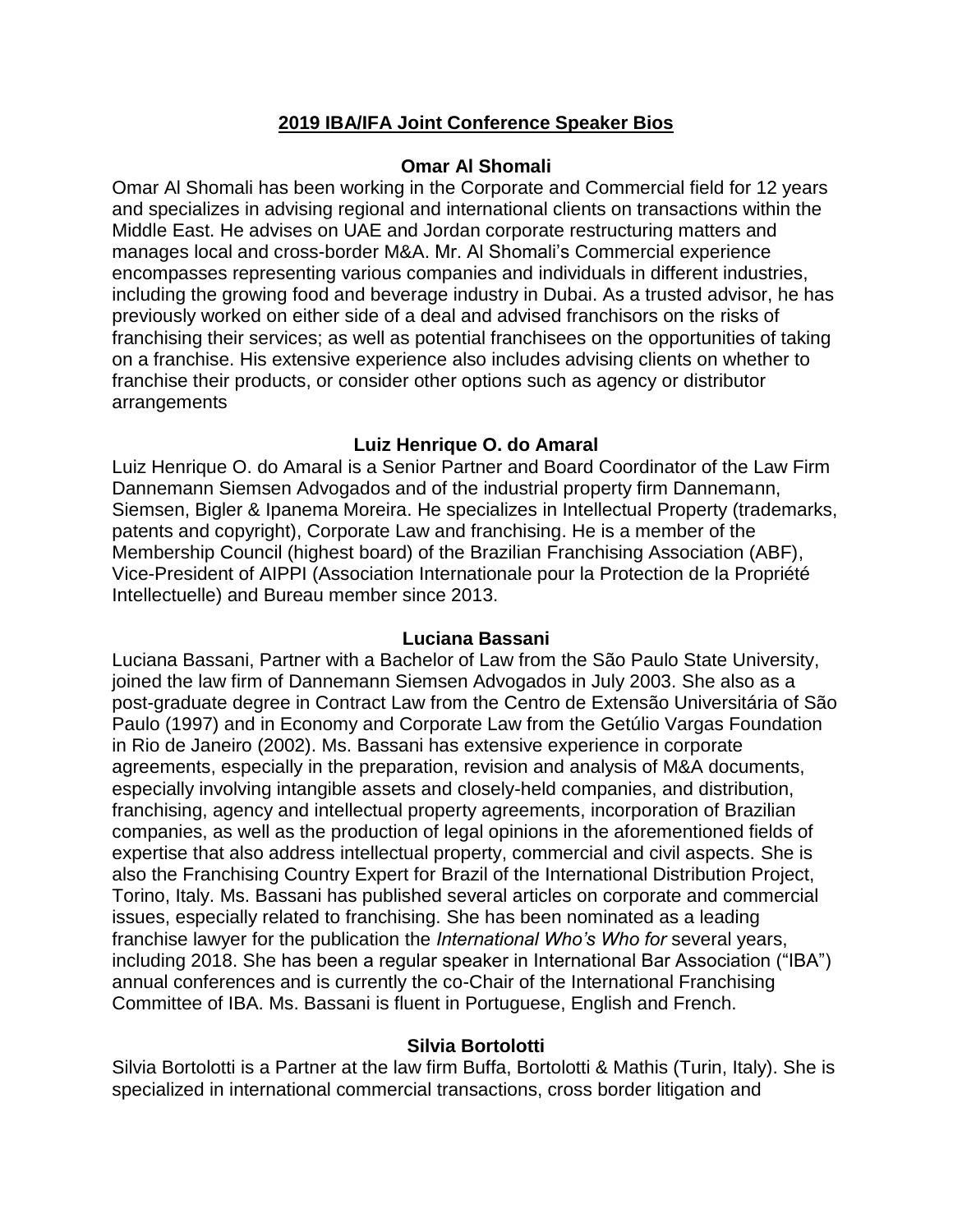# 2019 IBA/IFA Joint Conference Speaker Bios

## Omar Al Shomali

Omar Al Shomali has been working in the Corporate and Commercial field for 12 years and specializes in advising regional and international clients on transactions within the Middle East. He advises on UAE and Jordan corporate restructuring matters and manages local and cross-border M&A. Mr. Al Shomali's Commercial experience encompasses representing various companies and individuals in different industries, including the growing food and beverage industry in Dubai. As a trusted advisor, he has previously worked on either side of a deal and advised franchisors on the risks of franchising their services; as well as potential franchisees on the opportunities of taking on a franchise. His extensive experience also includes advising clients on whether to franchise their products, or consider other options such as agency or distributor arrangements

## Luiz Henrique O. do Amaral

Luiz Henrique O. do Amaral is a Senior Partner and Board Coordinator of the Law Firm Dannemann Siemsen Advogados and of the industrial property firm Dannemann, Siemsen, Bigler & Ipanema Moreira. He specializes in Intellectual Property (trademarks, patents and copyright), Corporate Law and franchising. He is a member of the Membership Council (highest board) of the Brazilian Franchising Association (ABF), Vice-President of AIPPI (Association Internationale pour la Protection de la Propriété Intellectuelle) and Bureau member since 2013.

## Luciana Bassani

Luciana Bassani, Partner with a Bachelor of Law from the São Paulo State University, joined the law firm of Dannemann Siemsen Advogados in July 2003. She also as a post-graduate degree in Contract Law from the Centro de Extensão Universitária of São Paulo (1997) and in Economy and Corporate Law from the Getúlio Vargas Foundation in Rio de Janeiro (2002). Ms. Bassani has extensive experience in corporate agreements, especially in the preparation, revision and analysis of M&A documents, especially involving intangible assets and closely-held companies, and distribution, franchising, agency and intellectual property agreements, incorporation of Brazilian companies, as well as the production of legal opinions in the aforementioned fields of expertise that also address intellectual property, commercial and civil aspects. She is also the Franchising Country Expert for Brazil of the International Distribution Project, Torino, Italy. Ms. Bassani has published several articles on corporate and commercial issues, especially related to franchising. She has been nominated as a leading franchise lawyer for the publication the *International Who's Who for* several years, including 2018. She has been a regular speaker in International Bar Association ("IBA") annual conferences and is currently the co-Chair of the International Franchising Committee of IBA. Ms. Bassani is fluent in Portuguese, English and French.

## Silvia Bortolotti

Silvia Bortolotti is a Partner at the law firm Buffa, Bortolotti & Mathis (Turin, Italy). She is specialized in international commercial transactions, cross border litigation and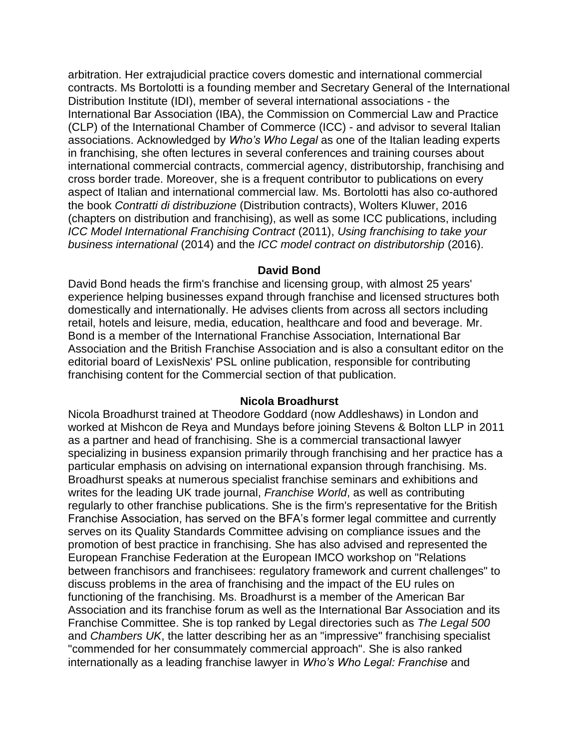arbitration. Her extrajudicial practice covers domestic and international commercial contracts. Ms Bortolotti is a founding member and Secretary General of the International Distribution Institute (IDI), member of several international associations - the International Bar Association (IBA), the Commission on Commercial Law and Practice (CLP) of the International Chamber of Commerce (ICC) - and advisor to several Italian associations. Acknowledged by *Who's Who Legal* as one of the Italian leading experts in franchising, she often lectures in several conferences and training courses about international commercial contracts, commercial agency, distributorship, franchising and cross border trade. Moreover, she is a frequent contributor to publications on every aspect of Italian and international commercial law. Ms. Bortolotti has also co-authored the book *Contratti di distribuzione* (Distribution contracts), Wolters Kluwer, 2016 (chapters on distribution and franchising), as well as some ICC publications, including *ICC Model International Franchising Contract* (2011), *Using franchising to take your business international* (2014) and the *ICC model contract on distributorship* (2016).

**David Bond**

David Bond heads the firm's franchise and licensing group, with almost 25 years' experience helping businesses expand through franchise and licensed structures both domestically and internationally. He advises clients from across all sectors including retail, hotels and leisure, media, education, healthcare and food and beverage. Mr. Bond is a member of the International Franchise Association, International Bar Association and the British Franchise Association and is also a consultant editor on the editorial board of LexisNexis' PSL online publication, responsible for contributing franchising content for the Commercial section of that publication.

**Nicola Broadhurst**

Nicola Broadhurst trained at Theodore Goddard (now Addleshaws) in London and worked at Mishcon de Reya and Mundays before joining Stevens & Bolton LLP in 2011 as a partner and head of franchising. She is a commercial transactional lawyer specializing in business expansion primarily through franchising and her practice has a particular emphasis on advising on international expansion through franchising. Ms. Broadhurst speaks at numerous specialist franchise seminars and exhibitions and writes for the leading UK trade journal, *Franchise World*, as well as contributing regularly to other franchise publications. She is the firm's representative for the British Franchise Association, has served on the BFA's former legal committee and currently serves on its Quality Standards Committee advising on compliance issues and the promotion of best practice in franchising. She has also advised and represented the European Franchise Federation at the European IMCO workshop on "Relations between franchisors and franchisees: regulatory framework and current challenges" to discuss problems in the area of franchising and the impact of the EU rules on functioning of the franchising. Ms. Broadhurst is a member of the American Bar Association and its franchise forum as well as the International Bar Association and its Franchise Committee. She is top ranked by Legal directories such as *The Legal 500* and *Chambers UK*, the latter describing her as an "impressive" franchising specialist "commended for her consummately commercial approach". She is also ranked internationally as a leading franchise lawyer in *Who's Who Legal: Franchise* and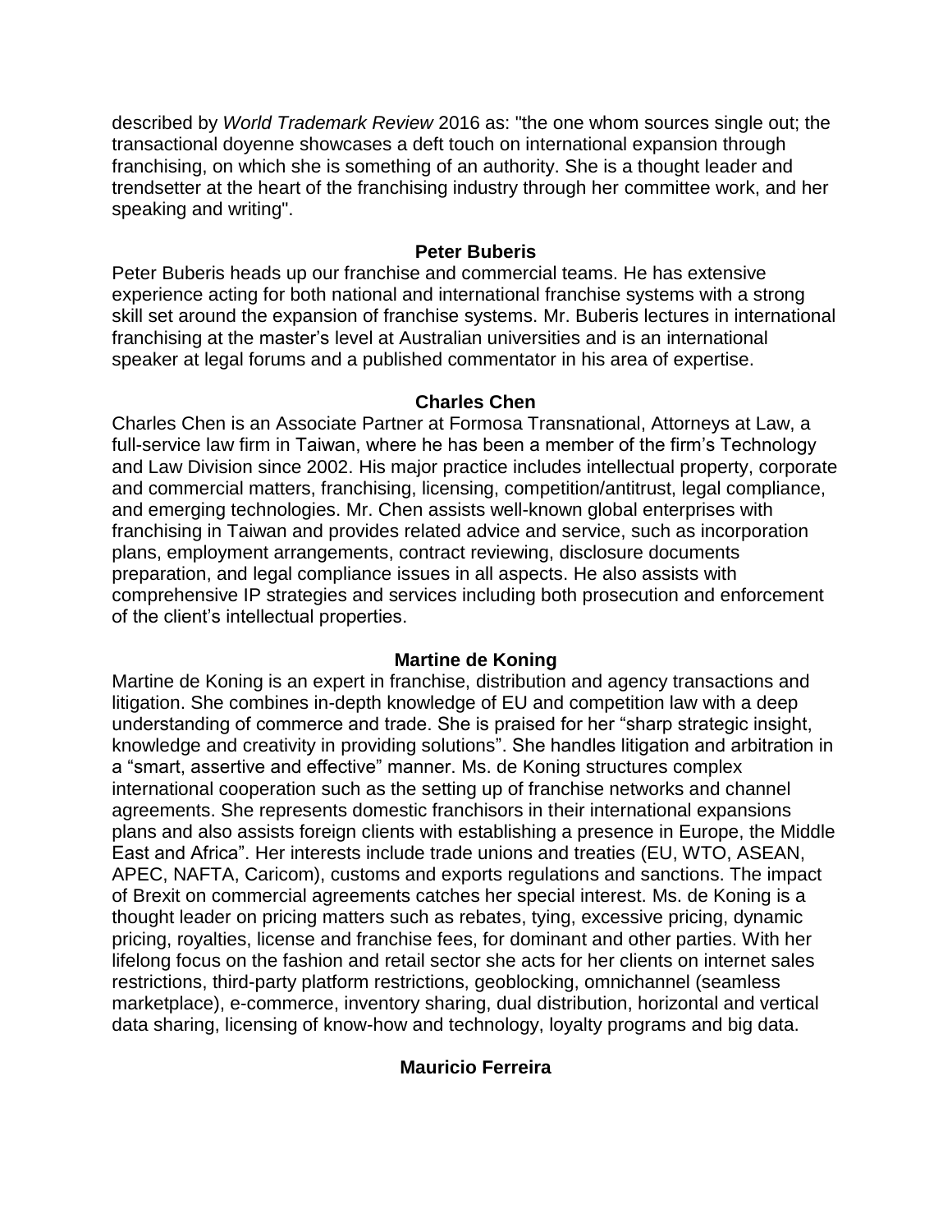described by *World Trademark Review* 2016 as: "the one whom sources single out; the transactional doyenne showcases a deft touch on international expansion through franchising, on which she is something of an authority. She is a thought leader and trendsetter at the heart of the franchising industry through her committee work, and her speaking and writing".

**Peter Buberis**

Peter Buberis heads up our franchise and commercial teams. He has extensive experience acting for both national and international franchise systems with a strong skill set around the expansion of franchise systems. Mr. Buberis lectures in international franchising at the master's level at Australian universities and is an international speaker at legal forums and a published commentator in his area of expertise.

**Charles Chen**

Charles Chen is an Associate Partner at Formosa Transnational, Attorneys at Law, a full-service law firm in Taiwan, where he has been a member of the firm's Technology and Law Division since 2002. His major practice includes intellectual property, corporate and commercial matters, franchising, licensing, competition/antitrust, legal compliance, and emerging technologies. Mr. Chen assists well-known global enterprises with franchising in Taiwan and provides related advice and service, such as incorporation plans, employment arrangements, contract reviewing, disclosure documents preparation, and legal compliance issues in all aspects. He also assists with comprehensive IP strategies and services including both prosecution and enforcement of the client's intellectual properties.

**Martine de Koning**

Martine de Koning is an expert in franchise, distribution and agency transactions and litigation. She combines in-depth knowledge of EU and competition law with a deep understanding of commerce and trade. She is praised for her "sharp strategic insight, knowledge and creativity in providing solutions". She handles litigation and arbitration in a "smart, assertive and effective" manner. Ms. de Koning structures complex international cooperation such as the setting up of franchise networks and channel agreements. She represents domestic franchisors in their international expansions plans and also assists foreign clients with establishing a presence in Europe, the Middle East and Africa". Her interests include trade unions and treaties (EU, WTO, ASEAN, APEC, NAFTA, Caricom), customs and exports regulations and sanctions. The impact of Brexit on commercial agreements catches her special interest. Ms. de Koning is a thought leader on pricing matters such as rebates, tying, excessive pricing, dynamic pricing, royalties, license and franchise fees, for dominant and other parties. With her lifelong focus on the fashion and retail sector she acts for her clients on internet sales restrictions, third-party platform restrictions, geoblocking, omnichannel (seamless marketplace), e-commerce, inventory sharing, dual distribution, horizontal and vertical data sharing, licensing of know-how and technology, loyalty programs and big data.

**Mauricio Ferreira**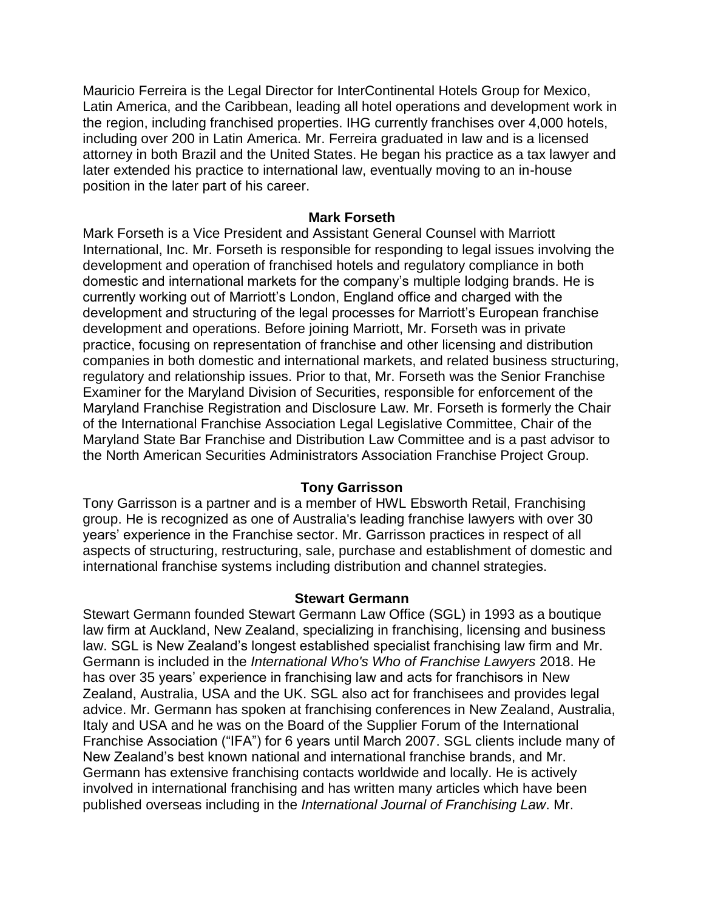Mauricio Ferreira is the Legal Director for InterContinental Hotels Group for Mexico, Latin America, and the Caribbean, leading all hotel operations and development work in the region, including franchised properties. IHG currently franchises over 4,000 hotels, including over 200 in Latin America. Mr. Ferreira graduated in law and is a licensed attorney in both Brazil and the United States. He began his practice as a tax lawyer and later extended his practice to international law, eventually moving to an in-house position in the later part of his career.

**Mark Forseth**

Mark Forseth is a Vice President and Assistant General Counsel with Marriott International, Inc. Mr. Forseth is responsible for responding to legal issues involving the development and operation of franchised hotels and regulatory compliance in both domestic and international markets for the company's multiple lodging brands. He is currently working out of Marriott's London, England office and charged with the development and structuring of the legal processes for Marriott's European franchise development and operations. Before joining Marriott, Mr. Forseth was in private practice, focusing on representation of franchise and other licensing and distribution companies in both domestic and international markets, and related business structuring, regulatory and relationship issues. Prior to that, Mr. Forseth was the Senior Franchise Examiner for the Maryland Division of Securities, responsible for enforcement of the Maryland Franchise Registration and Disclosure Law. Mr. Forseth is formerly the Chair of the International Franchise Association Legal Legislative Committee, Chair of the Maryland State Bar Franchise and Distribution Law Committee and is a past advisor to the North American Securities Administrators Association Franchise Project Group.

**Tony Garrisson**

Tony Garrisson is a partner and is a member of HWL Ebsworth Retail, Franchising group. He is recognized as one of Australia's leading franchise lawyers with over 30 years' experience in the Franchise sector. Mr. Garrisson practices in respect of all aspects of structuring, restructuring, sale, purchase and establishment of domestic and international franchise systems including distribution and channel strategies.

**Stewart Germann**

Stewart Germann founded Stewart Germann Law Office (SGL) in 1993 as a boutique law firm at Auckland, New Zealand, specializing in franchising, licensing and business law. SGL is New Zealand's longest established specialist franchising law firm and Mr. Germann is included in the *International Who's Who of Franchise Lawyers* 2018. He has over 35 years' experience in franchising law and acts for franchisors in New Zealand, Australia, USA and the UK. SGL also act for franchisees and provides legal advice. Mr. Germann has spoken at franchising conferences in New Zealand, Australia, Italy and USA and he was on the Board of the Supplier Forum of the International Franchise Association ("IFA") for 6 years until March 2007. SGL clients include many of New Zealand's best known national and international franchise brands, and Mr. Germann has extensive franchising contacts worldwide and locally. He is actively involved in international franchising and has written many articles which have been published overseas including in the *International Journal of Franchising Law*. Mr.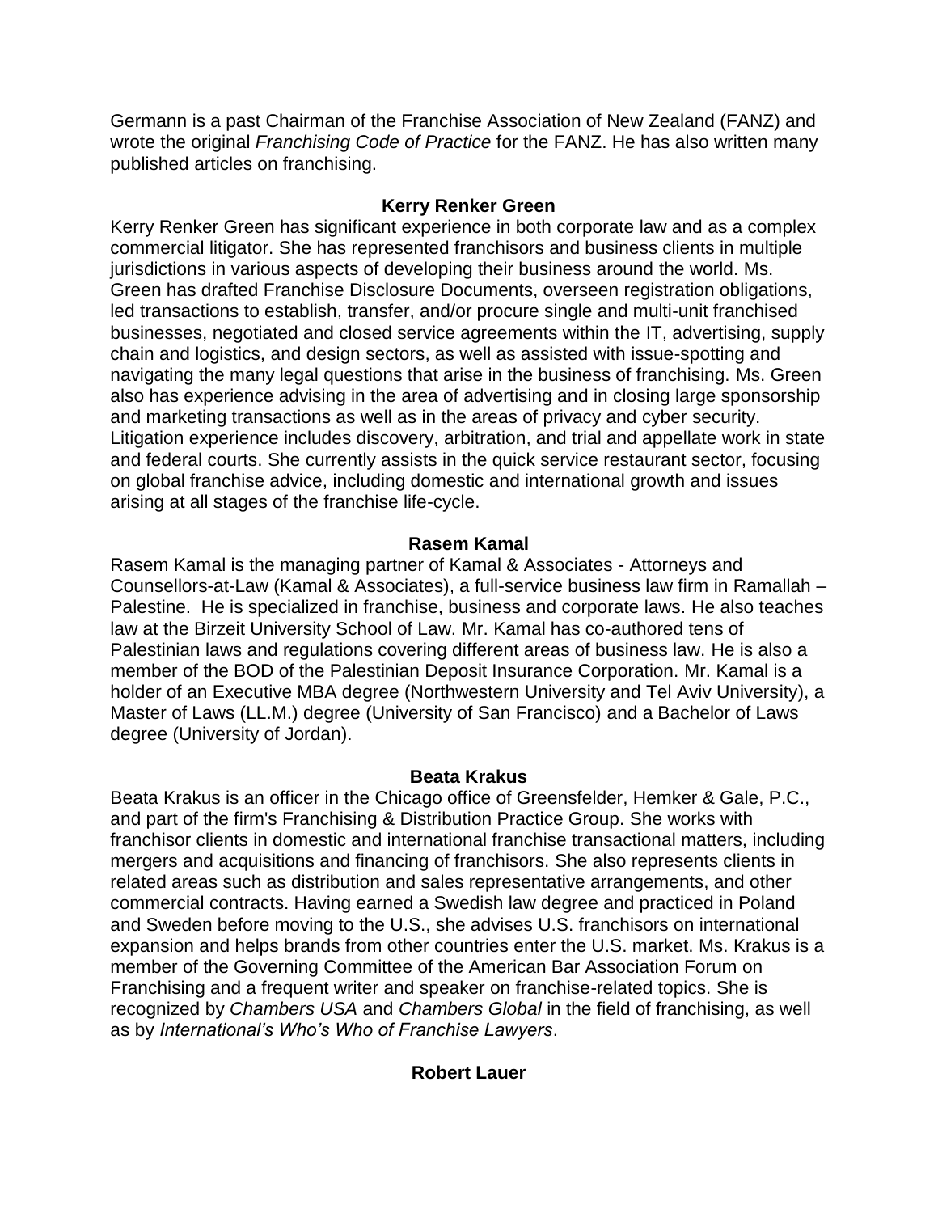Germann is a past Chairman of the Franchise Association of New Zealand (FANZ) and wrote the original *Franchising Code of Practice* for the FANZ. He has also written many published articles on franchising.

**Kerry Renker Green**

Kerry Renker Green has significant experience in both corporate law and as a complex commercial litigator. She has represented franchisors and business clients in multiple jurisdictions in various aspects of developing their business around the world. Ms. Green has drafted Franchise Disclosure Documents, overseen registration obligations, led transactions to establish, transfer, and/or procure single and multi-unit franchised businesses, negotiated and closed service agreements within the IT, advertising, supply chain and logistics, and design sectors, as well as assisted with issue-spotting and navigating the many legal questions that arise in the business of franchising. Ms. Green also has experience advising in the area of advertising and in closing large sponsorship and marketing transactions as well as in the areas of privacy and cyber security. Litigation experience includes discovery, arbitration, and trial and appellate work in state and federal courts. She currently assists in the quick service restaurant sector, focusing on global franchise advice, including domestic and international growth and issues arising at all stages of the franchise life-cycle.

**Rasem Kamal**

Rasem Kamal is the managing partner of Kamal & Associates - Attorneys and Counsellors-at-Law (Kamal & Associates), a full-service business law firm in Ramallah – Palestine. He is specialized in franchise, business and corporate laws. He also teaches law at the Birzeit University School of Law. Mr. Kamal has co-authored tens of Palestinian laws and regulations covering different areas of business law. He is also a member of the BOD of the Palestinian Deposit Insurance Corporation. Mr. Kamal is a holder of an Executive MBA degree (Northwestern University and Tel Aviv University), a Master of Laws (LL.M.) degree (University of San Francisco) and a Bachelor of Laws degree (University of Jordan).

**Beata Krakus**

Beata Krakus is an officer in the Chicago office of Greensfelder, Hemker & Gale, P.C., and part of the firm's Franchising & Distribution Practice Group. She works with franchisor clients in domestic and international franchise transactional matters, including mergers and acquisitions and financing of franchisors. She also represents clients in related areas such as distribution and sales representative arrangements, and other commercial contracts. Having earned a Swedish law degree and practiced in Poland and Sweden before moving to the U.S., she advises U.S. franchisors on international expansion and helps brands from other countries enter the U.S. market. Ms. Krakus is a member of the Governing Committee of the American Bar Association Forum on Franchising and a frequent writer and speaker on franchise-related topics. She is recognized by *Chambers USA* and *Chambers Global* in the field of franchising, as well as by *International's Who's Who of Franchise Lawyers*.

**Robert Lauer**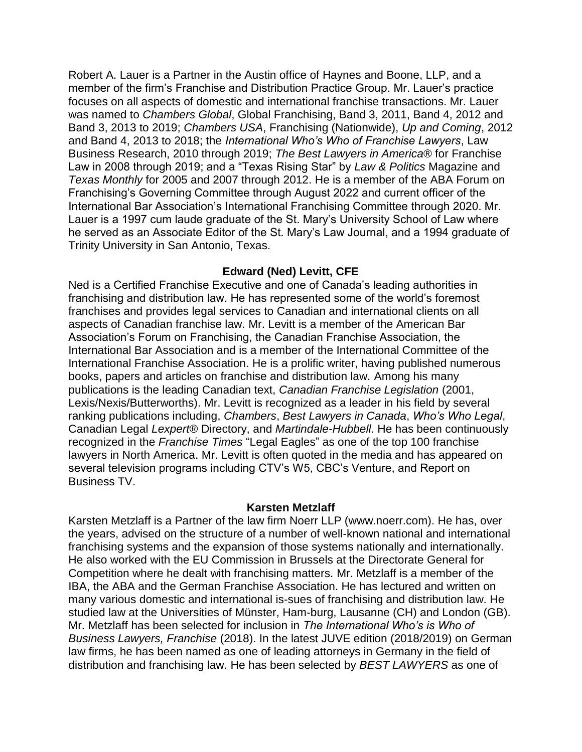Robert A. Lauer is a Partner in the Austin office of Haynes and Boone, LLP, and a member of the firm's Franchise and Distribution Practice Group. Mr. Lauer's practice focuses on all aspects of domestic and international franchise transactions. Mr. Lauer was named to *Chambers Global*, Global Franchising, Band 3, 2011, Band 4, 2012 and Band 3, 2013 to 2019; *Chambers USA*, Franchising (Nationwide), *Up and Coming*, 2012 and Band 4, 2013 to 2018; the *International Who's Who of Franchise Lawyers*, Law Business Research, 2010 through 2019; *The Best Lawyers in America®* for Franchise Law in 2008 through 2019; and a "Texas Rising Star" by *Law & Politics* Magazine and *Texas Monthly* for 2005 and 2007 through 2012. He is a member of the ABA Forum on Franchising's Governing Committee through August 2022 and current officer of the International Bar Association's International Franchising Committee through 2020. Mr. Lauer is a 1997 cum laude graduate of the St. Mary's University School of Law where he served as an Associate Editor of the St. Mary's Law Journal, and a 1994 graduate of Trinity University in San Antonio, Texas.

**Edward (Ned) Levitt, CFE**

Ned is a Certified Franchise Executive and one of Canada's leading authorities in franchising and distribution law. He has represented some of the world's foremost franchises and provides legal services to Canadian and international clients on all aspects of Canadian franchise law. Mr. Levitt is a member of the American Bar Association's Forum on Franchising, the Canadian Franchise Association, the International Bar Association and is a member of the International Committee of the International Franchise Association. He is a prolific writer, having published numerous books, papers and articles on franchise and distribution law. Among his many publications is the leading Canadian text, *Canadian Franchise Legislation* (2001, Lexis/Nexis/Butterworths). Mr. Levitt is recognized as a leader in his field by several ranking publications including, *Chambers*, *Best Lawyers in Canada*, *Who's Who Legal*, Canadian Legal *Lexpert®* Directory, and *Martindale-Hubbell*. He has been continuously recognized in the *Franchise Times* "Legal Eagles" as one of the top 100 franchise lawyers in North America. Mr. Levitt is often quoted in the media and has appeared on several television programs including CTV's W5, CBC's Venture, and Report on Business TV.

**Karsten Metzlaff**

Karsten Metzlaff is a Partner of the law firm Noerr LLP (www.noerr.com). He has, over the years, advised on the structure of a number of well-known national and international franchising systems and the expansion of those systems nationally and internationally. He also worked with the EU Commission in Brussels at the Directorate General for Competition where he dealt with franchising matters. Mr. Metzlaff is a member of the IBA, the ABA and the German Franchise Association. He has lectured and written on many various domestic and international is-sues of franchising and distribution law. He studied law at the Universities of Münster, Ham-burg, Lausanne (CH) and London (GB). Mr. Metzlaff has been selected for inclusion in *The International Who's is Who of Business Lawyers, Franchise* (2018). In the latest JUVE edition (2018/2019) on German law firms, he has been named as one of leading attorneys in Germany in the field of distribution and franchising law. He has been selected by *BEST LAWYERS* as one of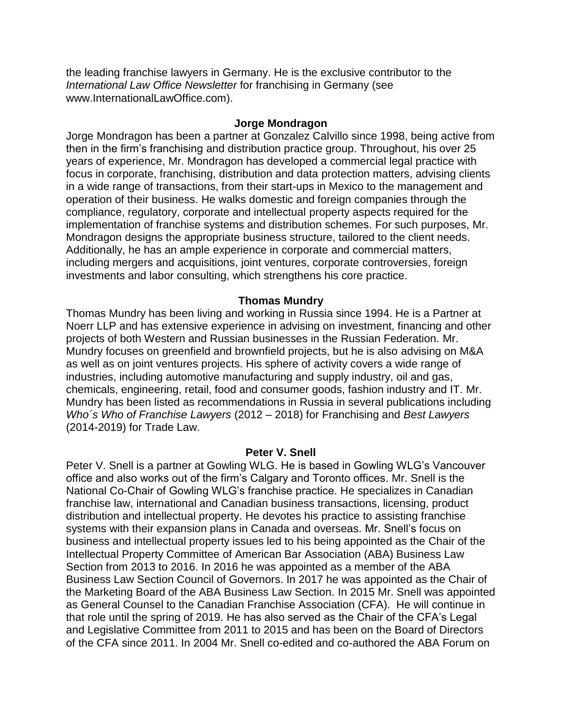the leading franchise lawyers in Germany. He is the exclusive contributor to the *International Law Office Newsletter* for franchising in Germany (see www.InternationalLawOffice.com).

**Jorge Mondragon**

Jorge Mondragon has been a partner at Gonzalez Calvillo since 1998, being active from then in the firm's franchising and distribution practice group. Throughout, his over 25 years of experience, Mr. Mondragon has developed a commercial legal practice with focus in corporate, franchising, distribution and data protection matters, advising clients in a wide range of transactions, from their start-ups in Mexico to the management and operation of their business. He walks domestic and foreign companies through the compliance, regulatory, corporate and intellectual property aspects required for the implementation of franchise systems and distribution schemes. For such purposes, Mr. Mondragon designs the appropriate business structure, tailored to the client needs. Additionally, he has an ample experience in corporate and commercial matters, including mergers and acquisitions, joint ventures, corporate controversies, foreign investments and labor consulting, which strengthens his core practice.

**Thomas Mundry**

Thomas Mundry has been living and working in Russia since 1994. He is a Partner at Noerr LLP and has extensive experience in advising on investment, financing and other projects of both Western and Russian businesses in the Russian Federation. Mr. Mundry focuses on greenfield and brownfield projects, but he is also advising on M&A as well as on joint ventures projects. His sphere of activity covers a wide range of industries, including automotive manufacturing and supply industry, oil and gas, chemicals, engineering, retail, food and consumer goods, fashion industry and IT. Mr. Mundry has been listed as recommendations in Russia in several publications including *Who´s Who of Franchise Lawyers* (2012 – 2018) for Franchising and *Best Lawyers* (2014-2019) for Trade Law.

**Peter V. Snell**

Peter V. Snell is a partner at Gowling WLG. He is based in Gowling WLG's Vancouver office and also works out of the firm's Calgary and Toronto offices. Mr. Snell is the National Co-Chair of Gowling WLG's franchise practice. He specializes in Canadian franchise law, international and Canadian business transactions, licensing, product distribution and intellectual property. He devotes his practice to assisting franchise systems with their expansion plans in Canada and overseas. Mr. Snell's focus on business and intellectual property issues led to his being appointed as the Chair of the Intellectual Property Committee of American Bar Association (ABA) Business Law Section from 2013 to 2016. In 2016 he was appointed as a member of the ABA Business Law Section Council of Governors. In 2017 he was appointed as the Chair of the Marketing Board of the ABA Business Law Section. In 2015 Mr. Snell was appointed as General Counsel to the Canadian Franchise Association (CFA). He will continue in that role until the spring of 2019. He has also served as the Chair of the CFA's Legal and Legislative Committee from 2011 to 2015 and has been on the Board of Directors of the CFA since 2011. In 2004 Mr. Snell co-edited and co-authored the ABA Forum on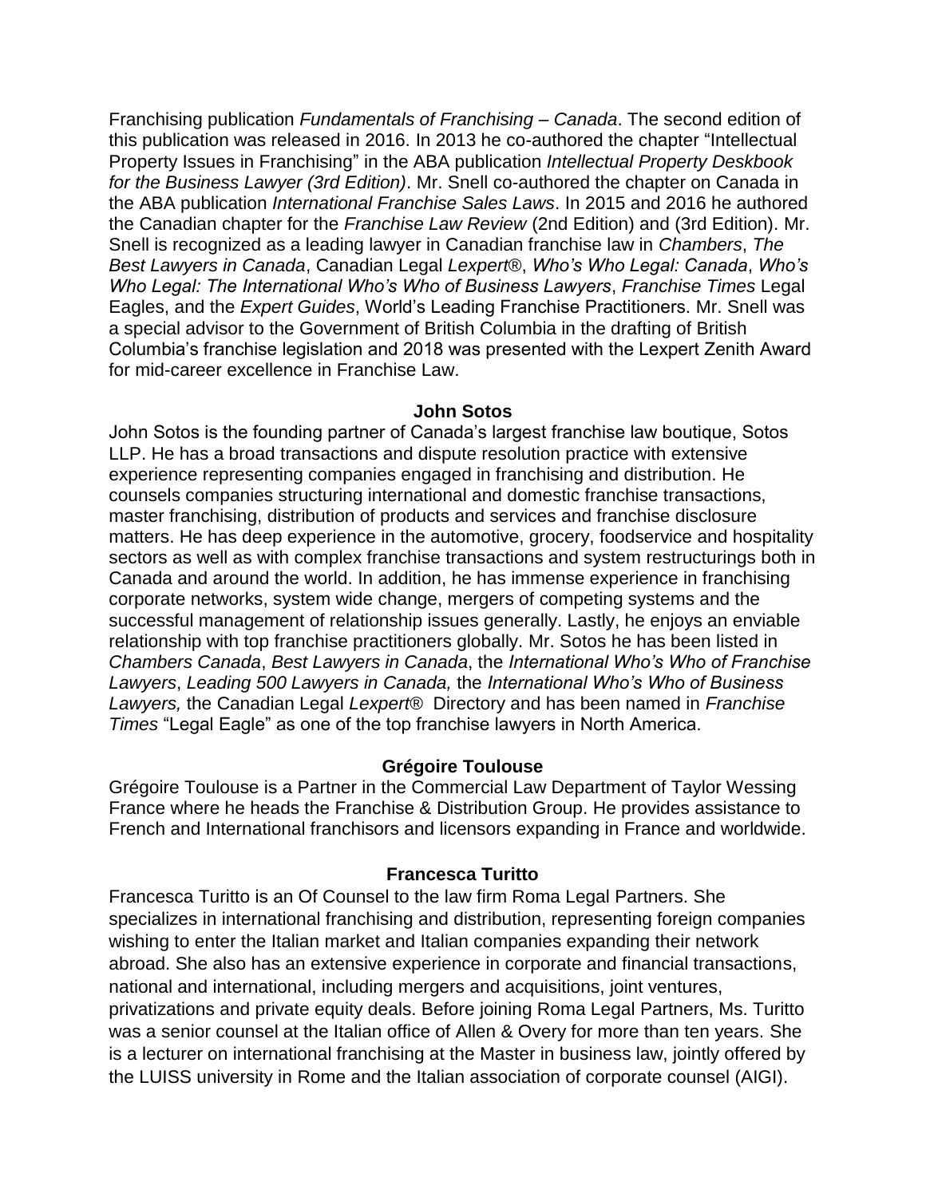Franchising publication *Fundamentals of Franchising – Canada*. The second edition of this publication was released in 2016. In 2013 he co-authored the chapter "Intellectual Property Issues in Franchising" in the ABA publication *Intellectual Property Deskbook for the Business Lawyer (3rd Edition)*. Mr. Snell co-authored the chapter on Canada in the ABA publication *International Franchise Sales Laws*. In 2015 and 2016 he authored the Canadian chapter for the *Franchise Law Review* (2nd Edition) and (3rd Edition). Mr. Snell is recognized as a leading lawyer in Canadian franchise law in *Chambers*, *The Best Lawyers in Canada*, Canadian Legal *Lexpert®*, *Who's Who Legal: Canada*, *Who's Who Legal: The International Who's Who of Business Lawyers*, *Franchise Times* Legal Eagles, and the *Expert Guides*, World's Leading Franchise Practitioners. Mr. Snell was a special advisor to the Government of British Columbia in the drafting of British Columbia's franchise legislation and 2018 was presented with the Lexpert Zenith Award for mid-career excellence in Franchise Law.

**John Sotos**

John Sotos is the founding partner of Canada's largest franchise law boutique, Sotos LLP. He has a broad transactions and dispute resolution practice with extensive experience representing companies engaged in franchising and distribution. He counsels companies structuring international and domestic franchise transactions, master franchising, distribution of products and services and franchise disclosure matters. He has deep experience in the automotive, grocery, foodservice and hospitality sectors as well as with complex franchise transactions and system restructurings both in Canada and around the world. In addition, he has immense experience in franchising corporate networks, system wide change, mergers of competing systems and the successful management of relationship issues generally. Lastly, he enjoys an enviable relationship with top franchise practitioners globally. Mr. Sotos he has been listed in *Chambers Canada*, *Best Lawyers in Canada*, the *International Who's Who of Franchise Lawyers*, *Leading 500 Lawyers in Canada,* the *International Who's Who of Business Lawyers,* the Canadian Legal *Lexpert®* Directory and has been named in *Franchise Times* "Legal Eagle" as one of the top franchise lawyers in North America.

**Grégoire Toulouse**

Grégoire Toulouse is a Partner in the Commercial Law Department of Taylor Wessing France where he heads the Franchise & Distribution Group. He provides assistance to French and International franchisors and licensors expanding in France and worldwide.

**Francesca Turitto**

Francesca Turitto is an Of Counsel to the law firm Roma Legal Partners. She specializes in international franchising and distribution, representing foreign companies wishing to enter the Italian market and Italian companies expanding their network abroad. She also has an extensive experience in corporate and financial transactions, national and international, including mergers and acquisitions, joint ventures, privatizations and private equity deals. Before joining Roma Legal Partners, Ms. Turitto was a senior counsel at the Italian office of Allen & Overy for more than ten years. She is a lecturer on international franchising at the Master in business law, jointly offered by the LUISS university in Rome and the Italian association of corporate counsel (AIGI).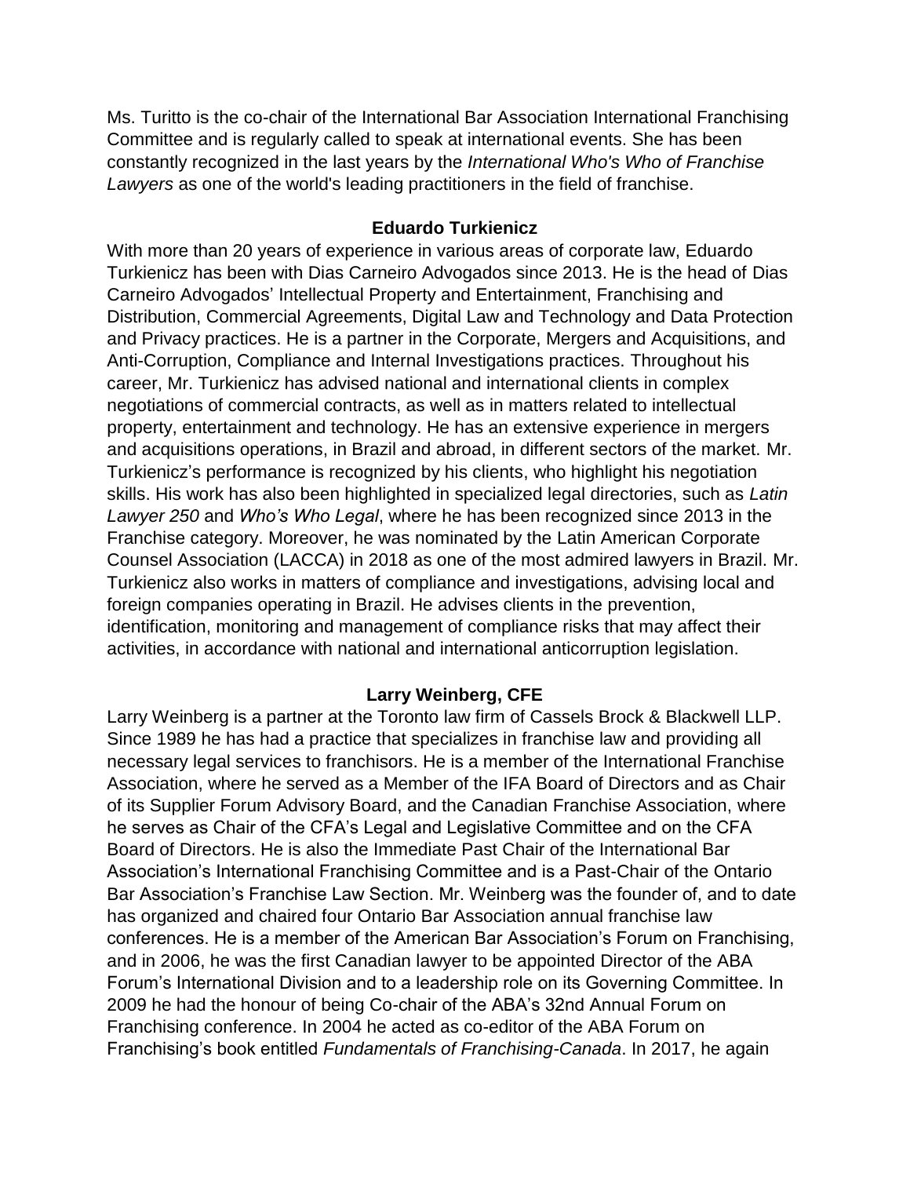Ms. Turitto is the co-chair of the International Bar Association International Franchising Committee and is regularly called to speak at international events. She has been constantly recognized in the last years by the *International Who's Who of Franchise Lawyers* as one of the world's leading practitioners in the field of franchise.

**Eduardo Turkienicz**

With more than 20 years of experience in various areas of corporate law, Eduardo Turkienicz has been with Dias Carneiro Advogados since 2013. He is the head of Dias Carneiro Advogados' Intellectual Property and Entertainment, Franchising and Distribution, Commercial Agreements, Digital Law and Technology and Data Protection and Privacy practices. He is a partner in the Corporate, Mergers and Acquisitions, and Anti-Corruption, Compliance and Internal Investigations practices. Throughout his career, Mr. Turkienicz has advised national and international clients in complex negotiations of commercial contracts, as well as in matters related to intellectual property, entertainment and technology. He has an extensive experience in mergers and acquisitions operations, in Brazil and abroad, in different sectors of the market. Mr. Turkienicz's performance is recognized by his clients, who highlight his negotiation skills. His work has also been highlighted in specialized legal directories, such as *Latin Lawyer 250* and *Who's Who Legal*, where he has been recognized since 2013 in the Franchise category. Moreover, he was nominated by the Latin American Corporate Counsel Association (LACCA) in 2018 as one of the most admired lawyers in Brazil. Mr. Turkienicz also works in matters of compliance and investigations, advising local and foreign companies operating in Brazil. He advises clients in the prevention, identification, monitoring and management of compliance risks that may affect their activities, in accordance with national and international anticorruption legislation.

**Larry Weinberg, CFE**

Larry Weinberg is a partner at the Toronto law firm of Cassels Brock & Blackwell LLP. Since 1989 he has had a practice that specializes in franchise law and providing all necessary legal services to franchisors. He is a member of the International Franchise Association, where he served as a Member of the IFA Board of Directors and as Chair of its Supplier Forum Advisory Board, and the Canadian Franchise Association, where he serves as Chair of the CFA's Legal and Legislative Committee and on the CFA Board of Directors. He is also the Immediate Past Chair of the International Bar Association's International Franchising Committee and is a Past-Chair of the Ontario Bar Association's Franchise Law Section. Mr. Weinberg was the founder of, and to date has organized and chaired four Ontario Bar Association annual franchise law conferences. He is a member of the American Bar Association's Forum on Franchising, and in 2006, he was the first Canadian lawyer to be appointed Director of the ABA Forum's International Division and to a leadership role on its Governing Committee. In 2009 he had the honour of being Co-chair of the ABA's 32nd Annual Forum on Franchising conference. In 2004 he acted as co-editor of the ABA Forum on Franchising's book entitled *Fundamentals of Franchising-Canada*. In 2017, he again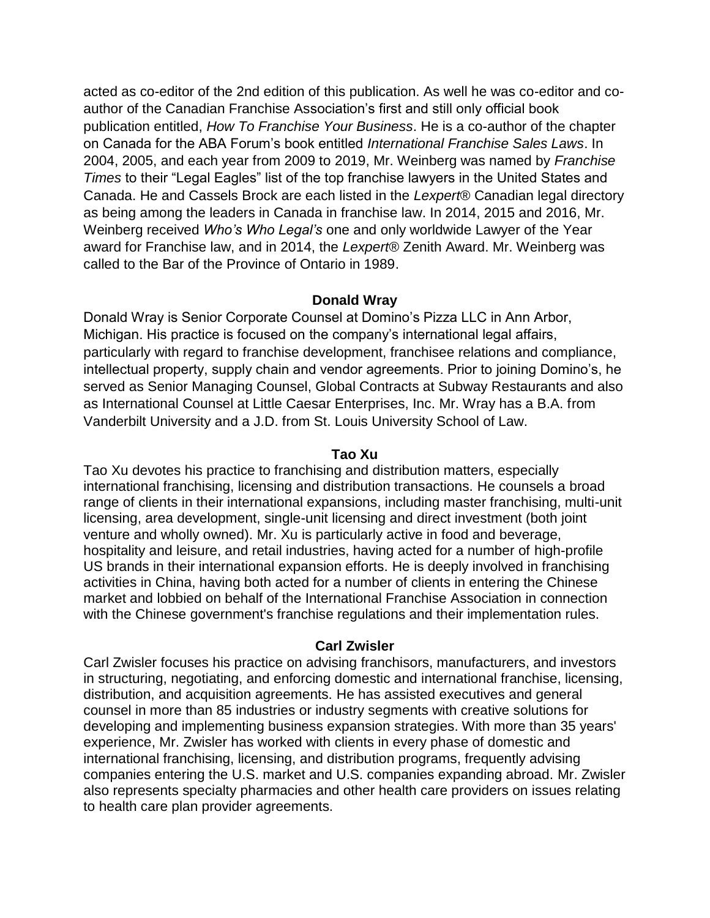acted as co-editor of the 2nd edition of this publication. As well he was co-editor and co-author of the Canadian Franchise Association's first and still only official book publication entitled, *How To Franchise Your Business*. He is a co-author of the chapter on Canada for the ABA Forum's book entitled *International Franchise Sales Laws*. In 2004, 2005, and each year from 2009 to 2019, Mr. Weinberg was named by *Franchise Times* to their "Legal Eagles" list of the top franchise lawyers in the United States and Canada. He and Cassels Brock are each listed in the *Lexpert®* Canadian legal directory as being among the leaders in Canada in franchise law. In 2014, 2015 and 2016, Mr. Weinberg received *Who's Who Legal's* one and only worldwide Lawyer of the Year award for Franchise law, and in 2014, the *Lexpert®* Zenith Award. Mr. Weinberg was called to the Bar of the Province of Ontario in 1989.

**Donald Wray**

Donald Wray is Senior Corporate Counsel at Domino's Pizza LLC in Ann Arbor, Michigan. His practice is focused on the company's international legal affairs, particularly with regard to franchise development, franchisee relations and compliance, intellectual property, supply chain and vendor agreements. Prior to joining Domino's, he served as Senior Managing Counsel, Global Contracts at Subway Restaurants and also as International Counsel at Little Caesar Enterprises, Inc. Mr. Wray has a B.A. from Vanderbilt University and a J.D. from St. Louis University School of Law.

**Tao Xu**

Tao Xu devotes his practice to franchising and distribution matters, especially international franchising, licensing and distribution transactions. He counsels a broad range of clients in their international expansions, including master franchising, multi-unit licensing, area development, single-unit licensing and direct investment (both joint venture and wholly owned). Mr. Xu is particularly active in food and beverage, hospitality and leisure, and retail industries, having acted for a number of high-profile US brands in their international expansion efforts. He is deeply involved in franchising activities in China, having both acted for a number of clients in entering the Chinese market and lobbied on behalf of the International Franchise Association in connection with the Chinese government's franchise regulations and their implementation rules.

**Carl Zwisler**

Carl Zwisler focuses his practice on advising franchisors, manufacturers, and investors in structuring, negotiating, and enforcing domestic and international franchise, licensing, distribution, and acquisition agreements. He has assisted executives and general counsel in more than 85 industries or industry segments with creative solutions for developing and implementing business expansion strategies. With more than 35 years' experience, Mr. Zwisler has worked with clients in every phase of domestic and international franchising, licensing, and distribution programs, frequently advising companies entering the U.S. market and U.S. companies expanding abroad. Mr. Zwisler also represents specialty pharmacies and other health care providers on issues relating to health care plan provider agreements.